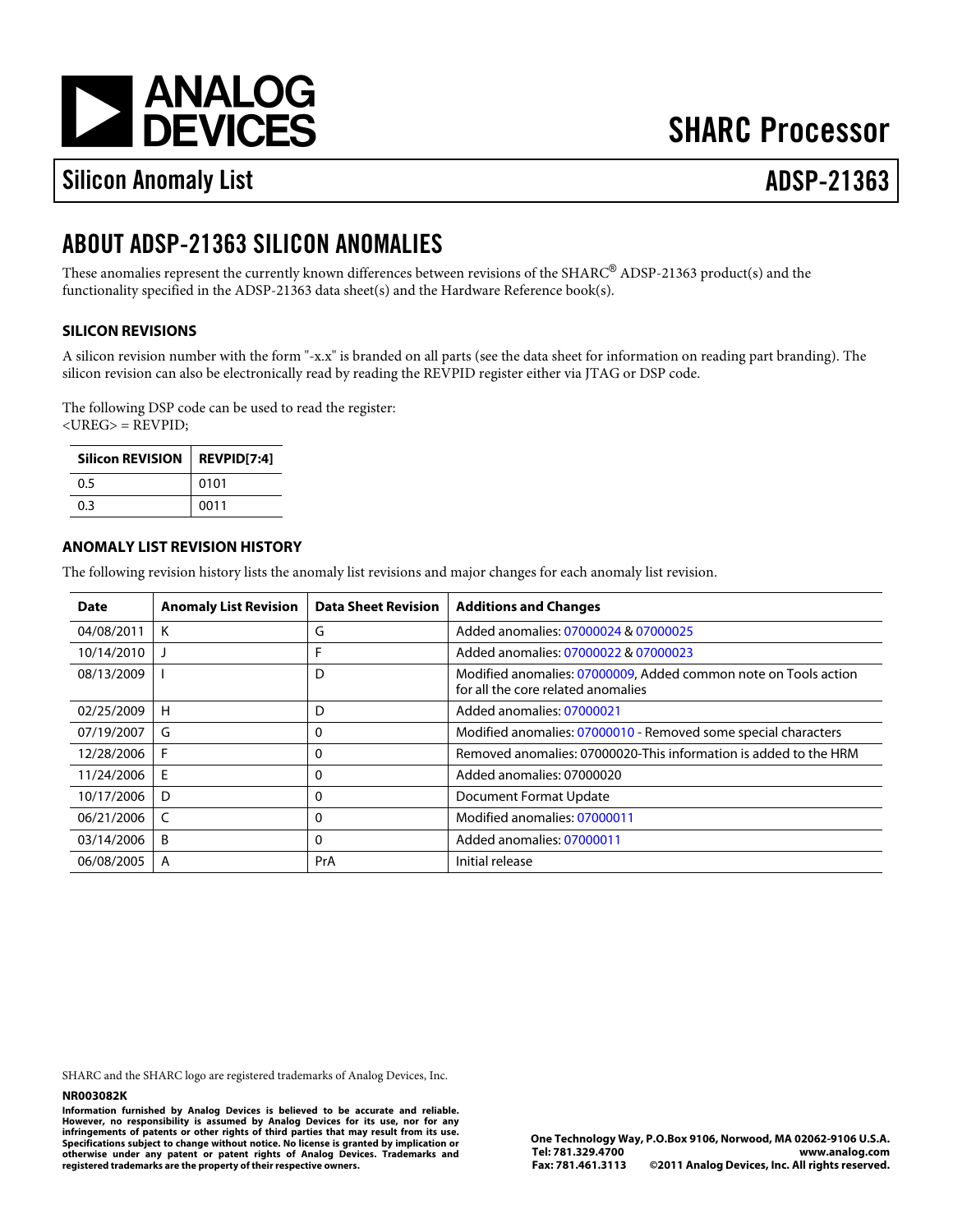ANALOG DEVICES

# SHARC Processor

## Silicon Anomaly List — ADSP-21363

## ABOUT ADSP-21363 SILICON ANOMALIES

These anomalies represent the currently known differences between revisions of the SHARC® ADSP-21363 product(s) and the functionality specified in the ADSP-21363 data sheet(s) and the Hardware Reference book(s).

### SILICON REVISIONS

A silicon revision number with the form "-x.x" is branded on all parts (see the data sheet for information on reading part branding). The silicon revision can also be electronically read by reading the REVPID register either via JTAG or DSP code.

The following DSP code can be used to read the register:
<UREG> = REVPID;

| Silicon REVISION | REVPID[7:4] |
|---|---|
| 0.5 | 0101 |
| 0.3 | 0011 |

### ANOMALY LIST REVISION HISTORY

The following revision history lists the anomaly list revisions and major changes for each anomaly list revision.

| Date | Anomaly List Revision | Data Sheet Revision | Additions and Changes |
|---|---|---|---|
| 04/08/2011 | K | G | Added anomalies: 07000024 & 07000025 |
| 10/14/2010 | J | F | Added anomalies: 07000022 & 07000023 |
| 08/13/2009 | I | D | Modified anomalies: 07000009, Added common note on Tools action for all the core related anomalies |
| 02/25/2009 | H | D | Added anomalies: 07000021 |
| 07/19/2007 | G | 0 | Modified anomalies: 07000010 - Removed some special characters |
| 12/28/2006 | F | 0 | Removed anomalies: 07000020-This information is added to the HRM |
| 11/24/2006 | E | 0 | Added anomalies: 07000020 |
| 10/17/2006 | D | 0 | Document Format Update |
| 06/21/2006 | C | 0 | Modified anomalies: 07000011 |
| 03/14/2006 | B | 0 | Added anomalies: 07000011 |
| 06/08/2005 | A | PrA | Initial release |

SHARC and the SHARC logo are registered trademarks of Analog Devices, Inc.

**NR003082K**

**Information furnished by Analog Devices is believed to be accurate and reliable. However, no responsibility is assumed by Analog Devices for its use, nor for any infringements of patents or other rights of third parties that may result from its use. Specifications subject to change without notice. No license is granted by implication or otherwise under any patent or patent rights of Analog Devices. Trademarks and registered trademarks are the property of their respective owners.**

**One Technology Way, P.O.Box 9106, Norwood, MA 02062-9106 U.S.A.**
**Tel: 781.329.4700 www.analog.com**
**Fax: 781.461.3113 ©2011 Analog Devices, Inc. All rights reserved.**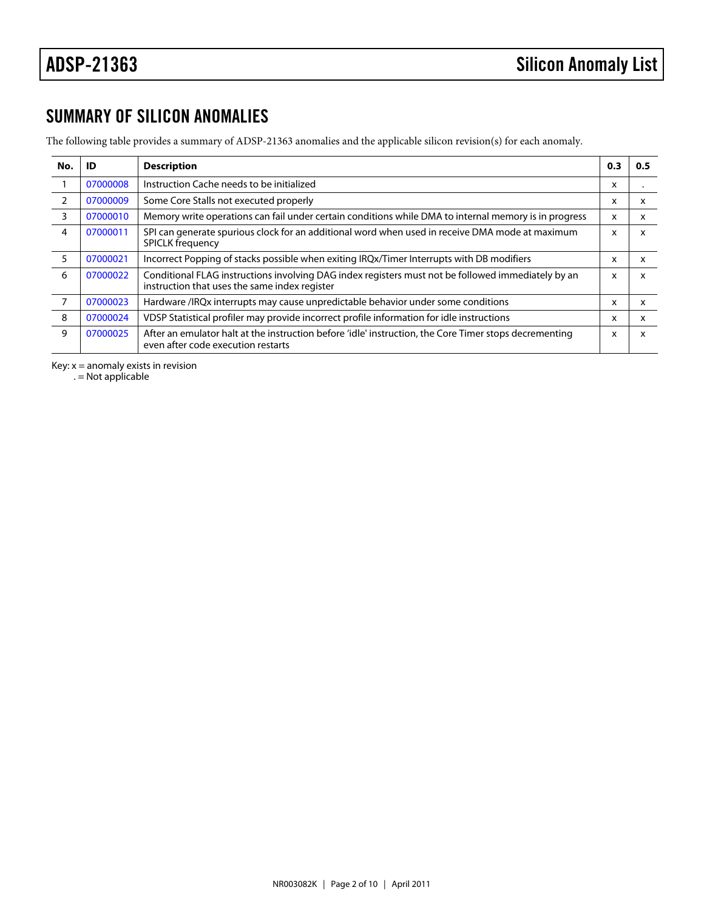## SUMMARY OF SILICON ANOMALIES

The following table provides a summary of ADSP-21363 anomalies and the applicable silicon revision(s) for each anomaly.

| No. | ID | Description | 0.3 | 0.5 |
|---|---|---|---|---|
| 1 | 07000008 | Instruction Cache needs to be initialized | x | . |
| 2 | 07000009 | Some Core Stalls not executed properly | x | x |
| 3 | 07000010 | Memory write operations can fail under certain conditions while DMA to internal memory is in progress | x | x |
| 4 | 07000011 | SPI can generate spurious clock for an additional word when used in receive DMA mode at maximum SPICLK frequency | x | x |
| 5 | 07000021 | Incorrect Popping of stacks possible when exiting IRQx/Timer Interrupts with DB modifiers | x | x |
| 6 | 07000022 | Conditional FLAG instructions involving DAG index registers must not be followed immediately by an instruction that uses the same index register | x | x |
| 7 | 07000023 | Hardware /IRQx interrupts may cause unpredictable behavior under some conditions | x | x |
| 8 | 07000024 | VDSP Statistical profiler may provide incorrect profile information for idle instructions | x | x |
| 9 | 07000025 | After an emulator halt at the instruction before 'idle' instruction, the Core Timer stops decrementing even after code execution restarts | x | x |

Key: x = anomaly exists in revision
. = Not applicable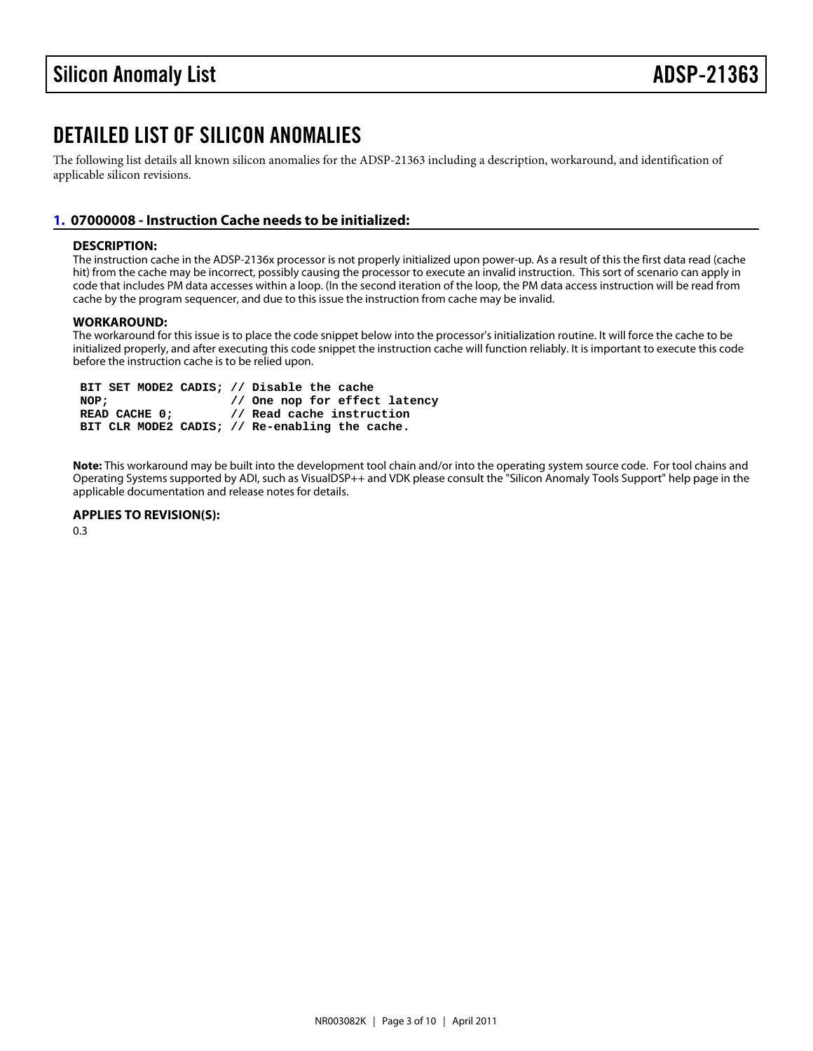# DETAILED LIST OF SILICON ANOMALIES

The following list details all known silicon anomalies for the ADSP-21363 including a description, workaround, and identification of applicable silicon revisions.

## 1. 07000008 - Instruction Cache needs to be initialized:

**DESCRIPTION:**

The instruction cache in the ADSP-2136x processor is not properly initialized upon power-up. As a result of this the first data read (cache hit) from the cache may be incorrect, possibly causing the processor to execute an invalid instruction. This sort of scenario can apply in code that includes PM data accesses within a loop. (In the second iteration of the loop, the PM data access instruction will be read from cache by the program sequencer, and due to this issue the instruction from cache may be invalid.

**WORKAROUND:**

The workaround for this issue is to place the code snippet below into the processor's initialization routine. It will force the cache to be initialized properly, and after executing this code snippet the instruction cache will function reliably. It is important to execute this code before the instruction cache is to be relied upon.

```
BIT SET MODE2 CADIS; // Disable the cache
NOP;                 // One nop for effect latency
READ CACHE 0;        // Read cache instruction
BIT CLR MODE2 CADIS; // Re-enabling the cache.
```

**Note:** This workaround may be built into the development tool chain and/or into the operating system source code. For tool chains and Operating Systems supported by ADI, such as VisualDSP++ and VDK please consult the "Silicon Anomaly Tools Support" help page in the applicable documentation and release notes for details.

**APPLIES TO REVISION(S):**

0.3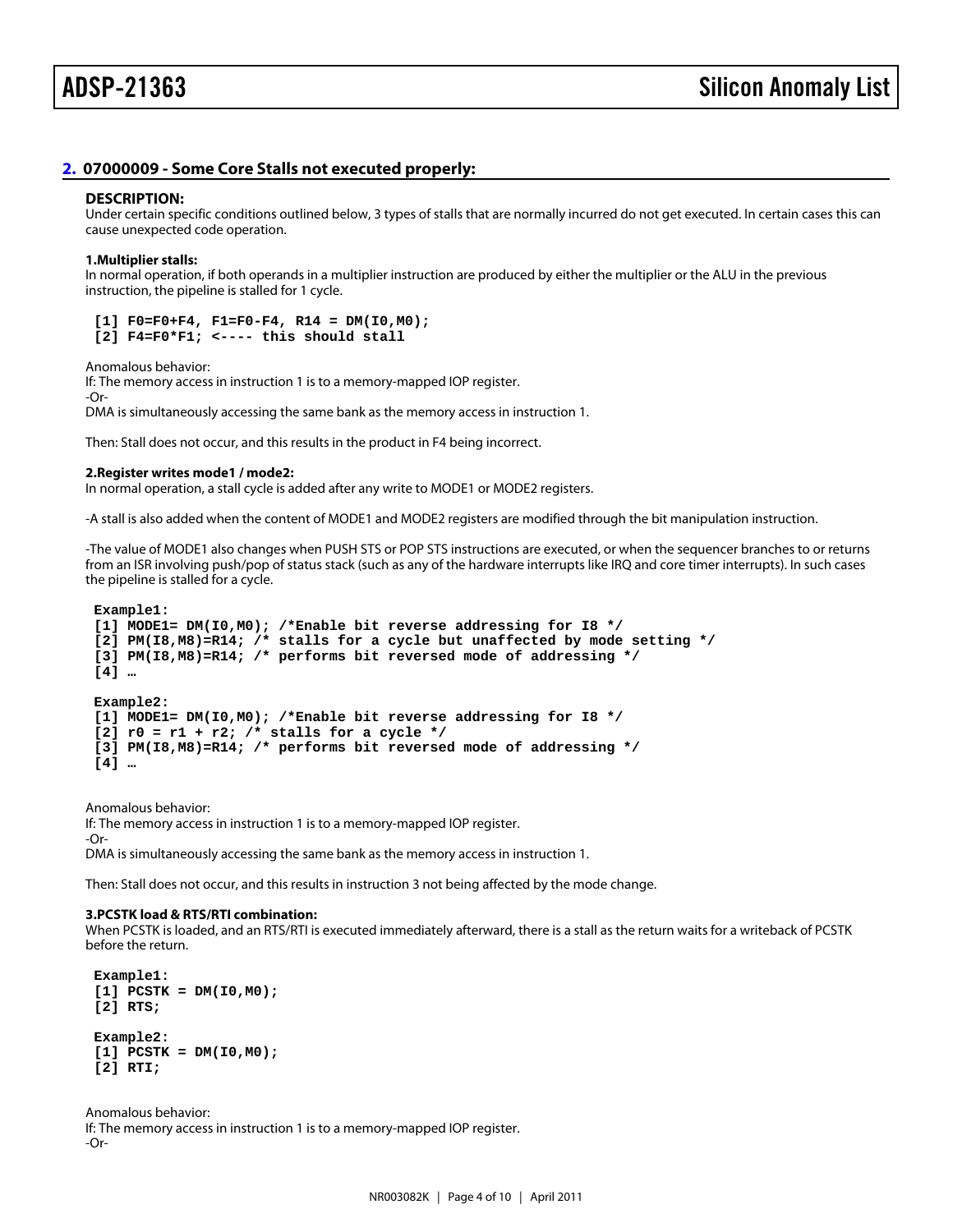## 2. 07000009 - Some Core Stalls not executed properly:

### DESCRIPTION:

Under certain specific conditions outlined below, 3 types of stalls that are normally incurred do not get executed. In certain cases this can cause unexpected code operation.

#### 1.Multiplier stalls:

In normal operation, if both operands in a multiplier instruction are produced by either the multiplier or the ALU in the previous instruction, the pipeline is stalled for 1 cycle.

```
[1] F0=F0+F4, F1=F0-F4, R14 = DM(I0,M0);
[2] F4=F0*F1; <---- this should stall
```

Anomalous behavior:
If: The memory access in instruction 1 is to a memory-mapped IOP register.
-Or-
DMA is simultaneously accessing the same bank as the memory access in instruction 1.

Then: Stall does not occur, and this results in the product in F4 being incorrect.

#### 2.Register writes mode1 / mode2:

In normal operation, a stall cycle is added after any write to MODE1 or MODE2 registers.

-A stall is also added when the content of MODE1 and MODE2 registers are modified through the bit manipulation instruction.

-The value of MODE1 also changes when PUSH STS or POP STS instructions are executed, or when the sequencer branches to or returns from an ISR involving push/pop of status stack (such as any of the hardware interrupts like IRQ and core timer interrupts). In such cases the pipeline is stalled for a cycle.

```
Example1:
[1] MODE1= DM(I0,M0); /*Enable bit reverse addressing for I8 */
[2] PM(I8,M8)=R14; /* stalls for a cycle but unaffected by mode setting */
[3] PM(I8,M8)=R14; /* performs bit reversed mode of addressing */
[4] …

Example2:
[1] MODE1= DM(I0,M0); /*Enable bit reverse addressing for I8 */
[2] r0 = r1 + r2; /* stalls for a cycle */
[3] PM(I8,M8)=R14; /* performs bit reversed mode of addressing */
[4] …
```

Anomalous behavior:
If: The memory access in instruction 1 is to a memory-mapped IOP register.
-Or-
DMA is simultaneously accessing the same bank as the memory access in instruction 1.

Then: Stall does not occur, and this results in instruction 3 not being affected by the mode change.

#### 3.PCSTK load & RTS/RTI combination:

When PCSTK is loaded, and an RTS/RTI is executed immediately afterward, there is a stall as the return waits for a writeback of PCSTK before the return.

```
Example1:
[1] PCSTK = DM(I0,M0);
[2] RTS;

Example2:
[1] PCSTK = DM(I0,M0);
[2] RTI;
```

Anomalous behavior:
If: The memory access in instruction 1 is to a memory-mapped IOP register.
-Or-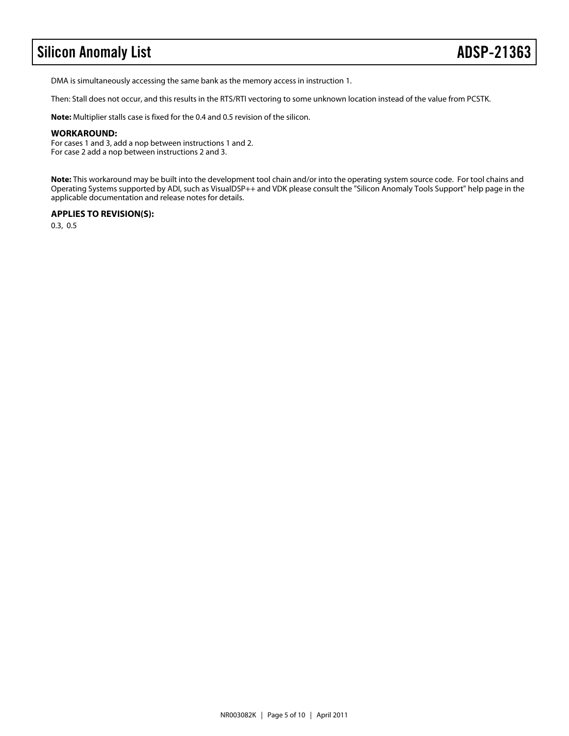DMA is simultaneously accessing the same bank as the memory access in instruction 1.

Then: Stall does not occur, and this results in the RTS/RTI vectoring to some unknown location instead of the value from PCSTK.

**Note:** Multiplier stalls case is fixed for the 0.4 and 0.5 revision of the silicon.

#### WORKAROUND:

For cases 1 and 3, add a nop between instructions 1 and 2.
For case 2 add a nop between instructions 2 and 3.

**Note:** This workaround may be built into the development tool chain and/or into the operating system source code. For tool chains and Operating Systems supported by ADI, such as VisualDSP++ and VDK please consult the "Silicon Anomaly Tools Support" help page in the applicable documentation and release notes for details.

#### APPLIES TO REVISION(S):

0.3, 0.5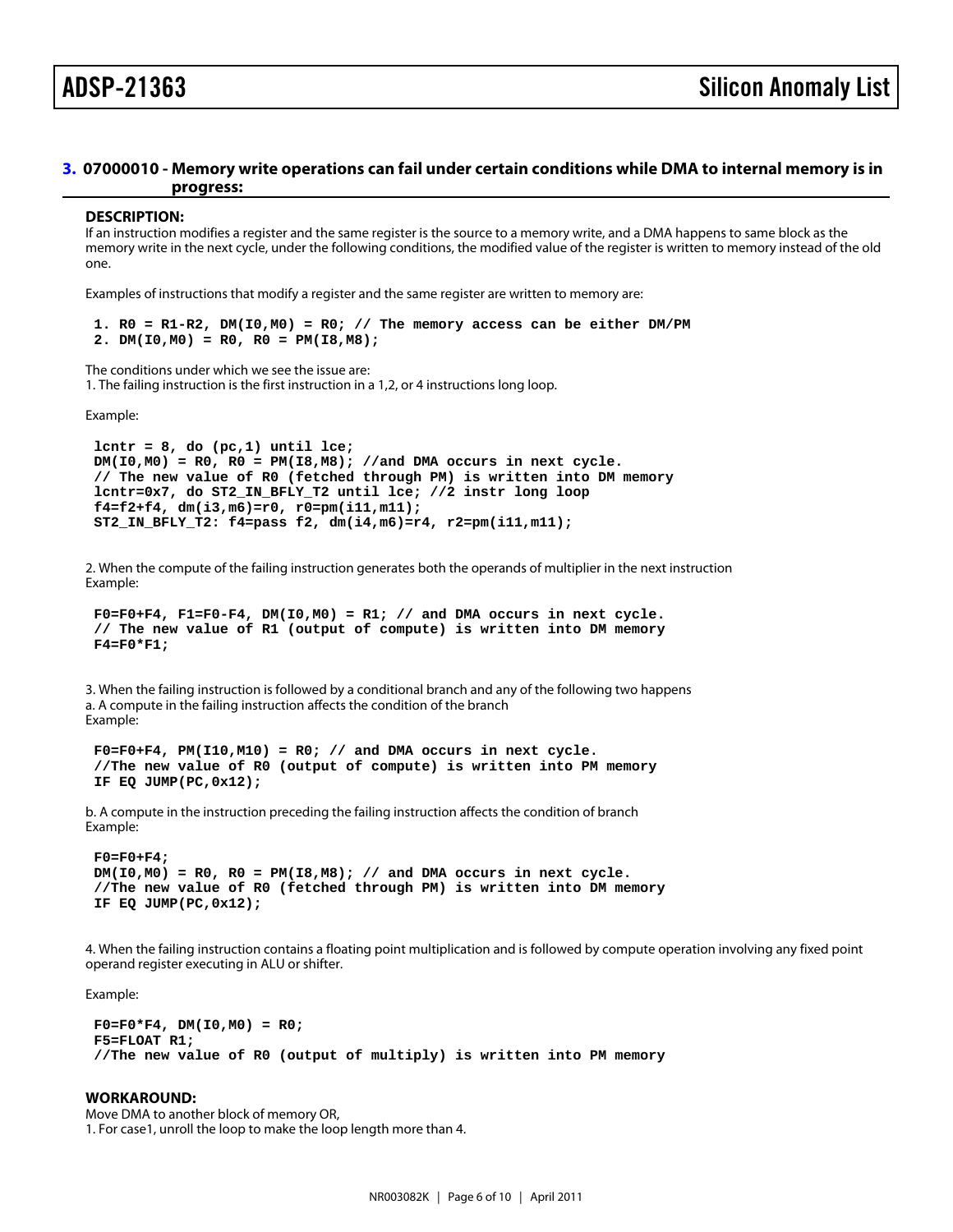## 3. 07000010 - Memory write operations can fail under certain conditions while DMA to internal memory is in progress:

**DESCRIPTION:**

If an instruction modifies a register and the same register is the source to a memory write, and a DMA happens to same block as the memory write in the next cycle, under the following conditions, the modified value of the register is written to memory instead of the old one.

Examples of instructions that modify a register and the same register are written to memory are:

```
1. R0 = R1-R2, DM(I0,M0) = R0; // The memory access can be either DM/PM
2. DM(I0,M0) = R0, R0 = PM(I8,M8);
```

The conditions under which we see the issue are:
1. The failing instruction is the first instruction in a 1,2, or 4 instructions long loop.

Example:

```
lcntr = 8, do (pc,1) until lce;
DM(I0,M0) = R0, R0 = PM(I8,M8); //and DMA occurs in next cycle.
// The new value of R0 (fetched through PM) is written into DM memory
lcntr=0x7, do ST2_IN_BFLY_T2 until lce; //2 instr long loop
f4=f2+f4, dm(i3,m6)=r0, r0=pm(i11,m11);
ST2_IN_BFLY_T2: f4=pass f2, dm(i4,m6)=r4, r2=pm(i11,m11);
```

2. When the compute of the failing instruction generates both the operands of multiplier in the next instruction
Example:

```
F0=F0+F4, F1=F0-F4, DM(I0,M0) = R1; // and DMA occurs in next cycle.
// The new value of R1 (output of compute) is written into DM memory
F4=F0*F1;
```

3. When the failing instruction is followed by a conditional branch and any of the following two happens
a. A compute in the failing instruction affects the condition of the branch
Example:

```
F0=F0+F4, PM(I10,M10) = R0; // and DMA occurs in next cycle.
//The new value of R0 (output of compute) is written into PM memory
IF EQ JUMP(PC,0x12);
```

b. A compute in the instruction preceding the failing instruction affects the condition of branch
Example:

```
F0=F0+F4;
DM(I0,M0) = R0, R0 = PM(I8,M8); // and DMA occurs in next cycle.
//The new value of R0 (fetched through PM) is written into DM memory
IF EQ JUMP(PC,0x12);
```

4. When the failing instruction contains a floating point multiplication and is followed by compute operation involving any fixed point operand register executing in ALU or shifter.

Example:

```
F0=F0*F4, DM(I0,M0) = R0;
F5=FLOAT R1;
//The new value of R0 (output of multiply) is written into PM memory
```

**WORKAROUND:**

Move DMA to another block of memory OR,
1. For case1, unroll the loop to make the loop length more than 4.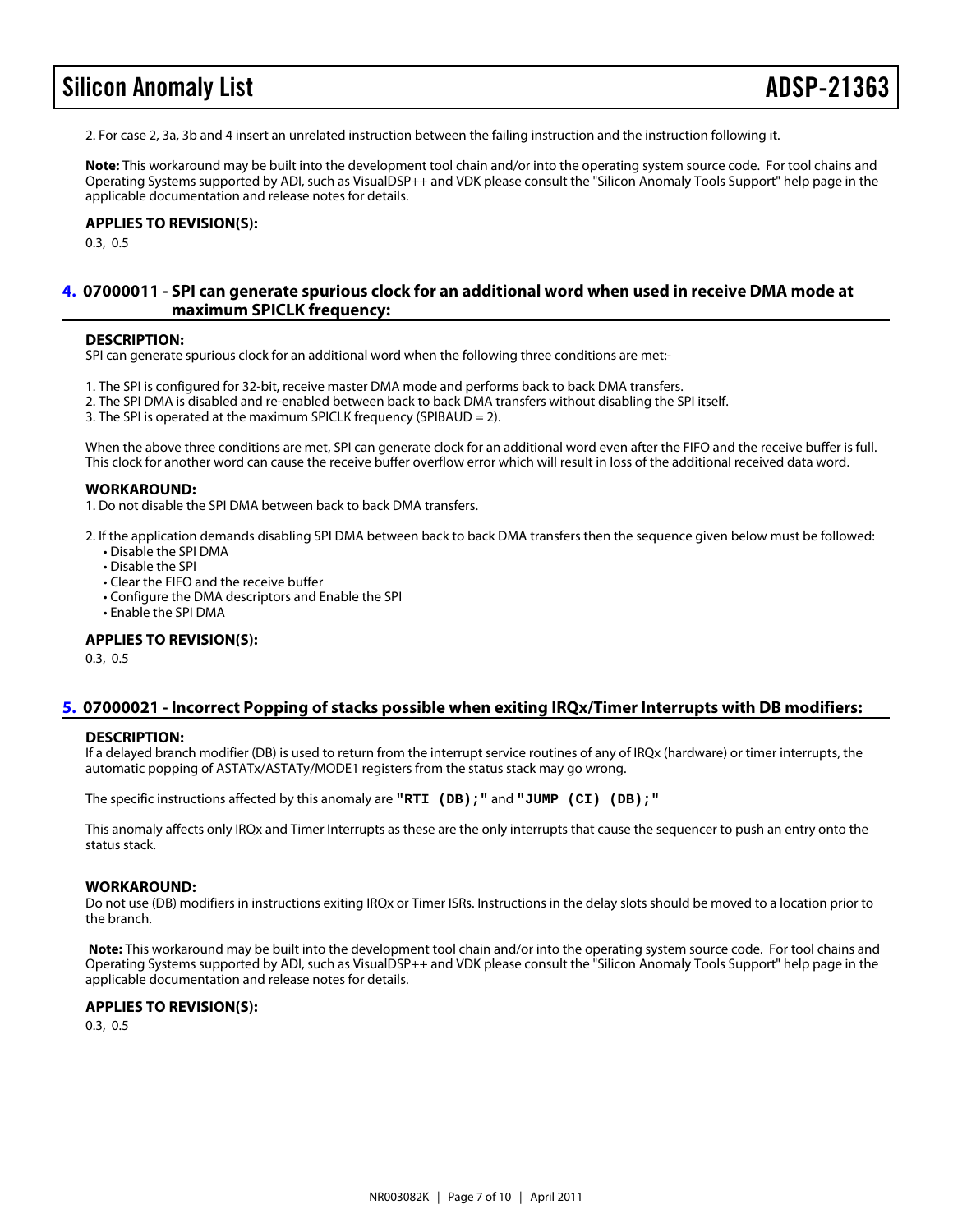2. For case 2, 3a, 3b and 4 insert an unrelated instruction between the failing instruction and the instruction following it.

**Note:** This workaround may be built into the development tool chain and/or into the operating system source code. For tool chains and Operating Systems supported by ADI, such as VisualDSP++ and VDK please consult the "Silicon Anomaly Tools Support" help page in the applicable documentation and release notes for details.

**APPLIES TO REVISION(S):**

0.3, 0.5

## 4. 07000011 - SPI can generate spurious clock for an additional word when used in receive DMA mode at maximum SPICLK frequency:

**DESCRIPTION:**

SPI can generate spurious clock for an additional word when the following three conditions are met:-

1. The SPI is configured for 32-bit, receive master DMA mode and performs back to back DMA transfers.
2. The SPI DMA is disabled and re-enabled between back to back DMA transfers without disabling the SPI itself.
3. The SPI is operated at the maximum SPICLK frequency (SPIBAUD = 2).

When the above three conditions are met, SPI can generate clock for an additional word even after the FIFO and the receive buffer is full. This clock for another word can cause the receive buffer overflow error which will result in loss of the additional received data word.

**WORKAROUND:**

1. Do not disable the SPI DMA between back to back DMA transfers.

2. If the application demands disabling SPI DMA between back to back DMA transfers then the sequence given below must be followed:
   - Disable the SPI DMA
   - Disable the SPI
   - Clear the FIFO and the receive buffer
   - Configure the DMA descriptors and Enable the SPI
   - Enable the SPI DMA

**APPLIES TO REVISION(S):**

0.3, 0.5

## 5. 07000021 - Incorrect Popping of stacks possible when exiting IRQx/Timer Interrupts with DB modifiers:

**DESCRIPTION:**

If a delayed branch modifier (DB) is used to return from the interrupt service routines of any of IRQx (hardware) or timer interrupts, the automatic popping of ASTATx/ASTATy/MODE1 registers from the status stack may go wrong.

The specific instructions affected by this anomaly are **`"RTI (DB);"`** and **`"JUMP (CI) (DB);"`**

This anomaly affects only IRQx and Timer Interrupts as these are the only interrupts that cause the sequencer to push an entry onto the status stack.

**WORKAROUND:**

Do not use (DB) modifiers in instructions exiting IRQx or Timer ISRs. Instructions in the delay slots should be moved to a location prior to the branch.

**Note:** This workaround may be built into the development tool chain and/or into the operating system source code. For tool chains and Operating Systems supported by ADI, such as VisualDSP++ and VDK please consult the "Silicon Anomaly Tools Support" help page in the applicable documentation and release notes for details.

**APPLIES TO REVISION(S):**

0.3, 0.5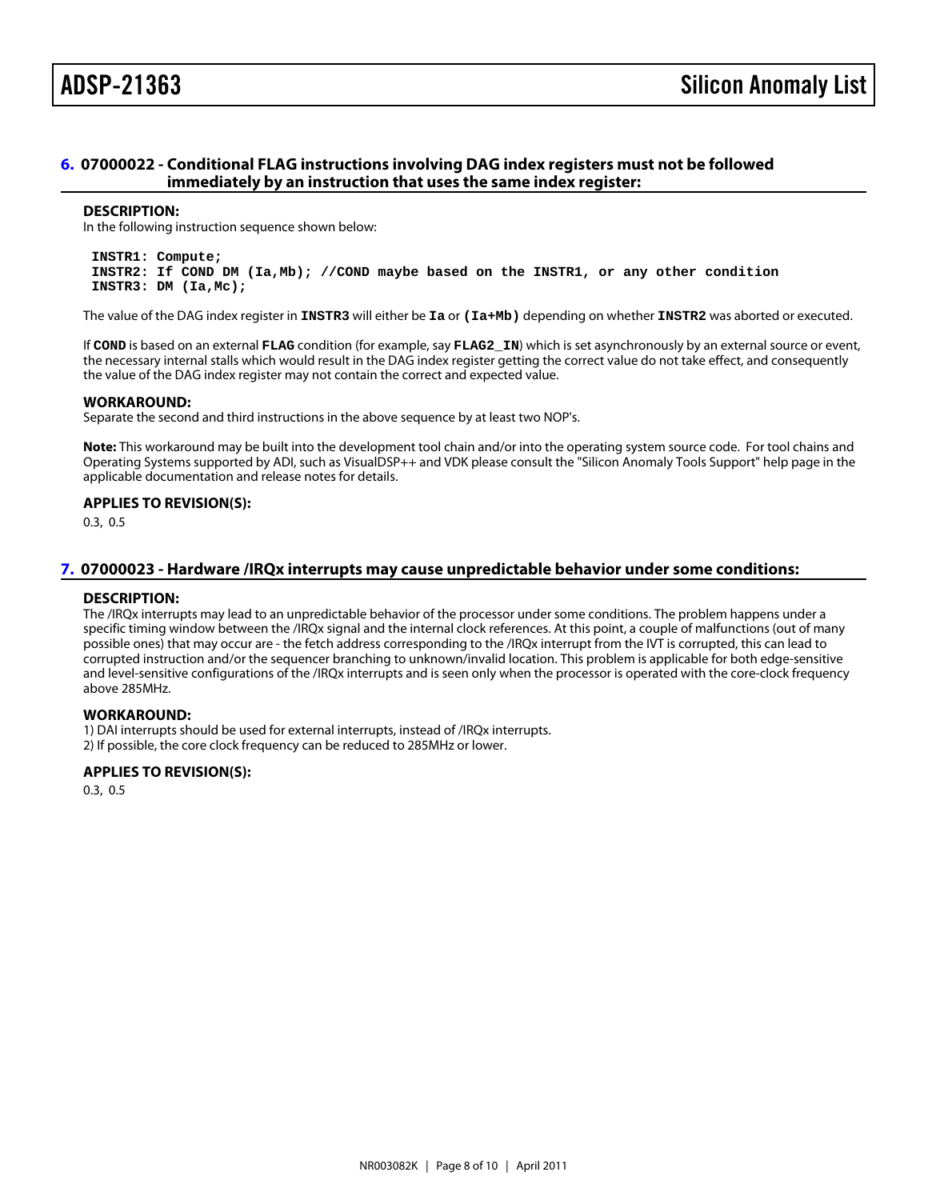## 6. 07000022 - Conditional FLAG instructions involving DAG index registers must not be followed immediately by an instruction that uses the same index register:

### DESCRIPTION:

In the following instruction sequence shown below:

```
INSTR1: Compute;
INSTR2: If COND DM (Ia,Mb); //COND maybe based on the INSTR1, or any other condition
INSTR3: DM (Ia,Mc);
```

The value of the DAG index register in **INSTR3** will either be **Ia** or **(Ia+Mb)** depending on whether **INSTR2** was aborted or executed.

If **COND** is based on an external **FLAG** condition (for example, say **FLAG2_IN**) which is set asynchronously by an external source or event, the necessary internal stalls which would result in the DAG index register getting the correct value do not take effect, and consequently the value of the DAG index register may not contain the correct and expected value.

### WORKAROUND:

Separate the second and third instructions in the above sequence by at least two NOP's.

**Note:** This workaround may be built into the development tool chain and/or into the operating system source code. For tool chains and Operating Systems supported by ADI, such as VisualDSP++ and VDK please consult the "Silicon Anomaly Tools Support" help page in the applicable documentation and release notes for details.

### APPLIES TO REVISION(S):

0.3, 0.5

## 7. 07000023 - Hardware /IRQx interrupts may cause unpredictable behavior under some conditions:

### DESCRIPTION:

The /IRQx interrupts may lead to an unpredictable behavior of the processor under some conditions. The problem happens under a specific timing window between the /IRQx signal and the internal clock references. At this point, a couple of malfunctions (out of many possible ones) that may occur are - the fetch address corresponding to the /IRQx interrupt from the IVT is corrupted, this can lead to corrupted instruction and/or the sequencer branching to unknown/invalid location. This problem is applicable for both edge-sensitive and level-sensitive configurations of the /IRQx interrupts and is seen only when the processor is operated with the core-clock frequency above 285MHz.

### WORKAROUND:

1) DAI interrupts should be used for external interrupts, instead of /IRQx interrupts.
2) If possible, the core clock frequency can be reduced to 285MHz or lower.

### APPLIES TO REVISION(S):

0.3, 0.5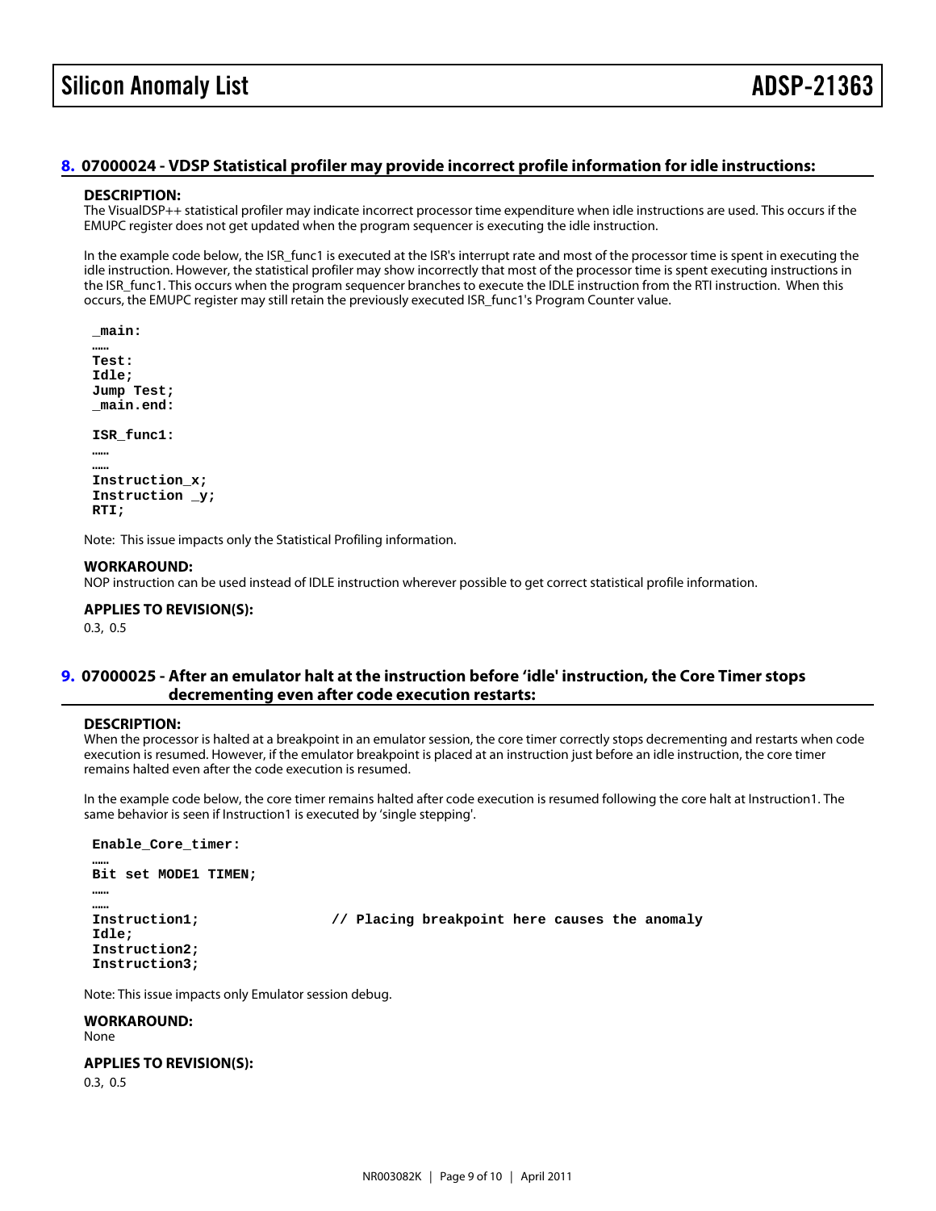## 8. 07000024 - VDSP Statistical profiler may provide incorrect profile information for idle instructions:

### DESCRIPTION:

The VisualDSP++ statistical profiler may indicate incorrect processor time expenditure when idle instructions are used. This occurs if the EMUPC register does not get updated when the program sequencer is executing the idle instruction.

In the example code below, the ISR_func1 is executed at the ISR's interrupt rate and most of the processor time is spent in executing the idle instruction. However, the statistical profiler may show incorrectly that most of the processor time is spent executing instructions in the ISR_func1. This occurs when the program sequencer branches to execute the IDLE instruction from the RTI instruction. When this occurs, the EMUPC register may still retain the previously executed ISR_func1's Program Counter value.

```
_main:
……
Test:
Idle;
Jump Test;
_main.end:

ISR_func1:
……
……
Instruction_x;
Instruction _y;
RTI;
```

Note: This issue impacts only the Statistical Profiling information.

### WORKAROUND:

NOP instruction can be used instead of IDLE instruction wherever possible to get correct statistical profile information.

### APPLIES TO REVISION(S):

0.3, 0.5

## 9. 07000025 - After an emulator halt at the instruction before 'idle' instruction, the Core Timer stops decrementing even after code execution restarts:

### DESCRIPTION:

When the processor is halted at a breakpoint in an emulator session, the core timer correctly stops decrementing and restarts when code execution is resumed. However, if the emulator breakpoint is placed at an instruction just before an idle instruction, the core timer remains halted even after the code execution is resumed.

In the example code below, the core timer remains halted after code execution is resumed following the core halt at Instruction1. The same behavior is seen if Instruction1 is executed by 'single stepping'.

```
Enable_Core_timer:
……
Bit set MODE1 TIMEN;
……
……
Instruction1;              // Placing breakpoint here causes the anomaly
Idle;
Instruction2;
Instruction3;
```

Note: This issue impacts only Emulator session debug.

### WORKAROUND:

None

### APPLIES TO REVISION(S):

0.3, 0.5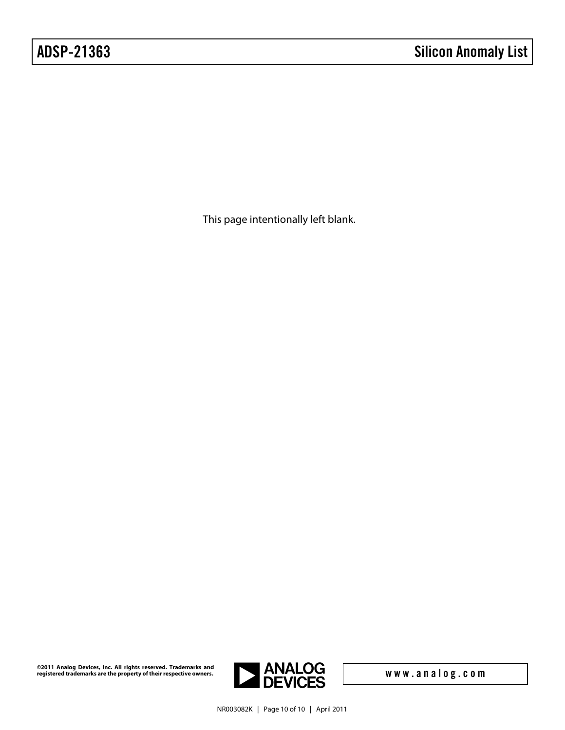This page intentionally left blank.

©2011 Analog Devices, Inc. All rights reserved. Trademarks and registered trademarks are the property of their respective owners.

www.analog.com